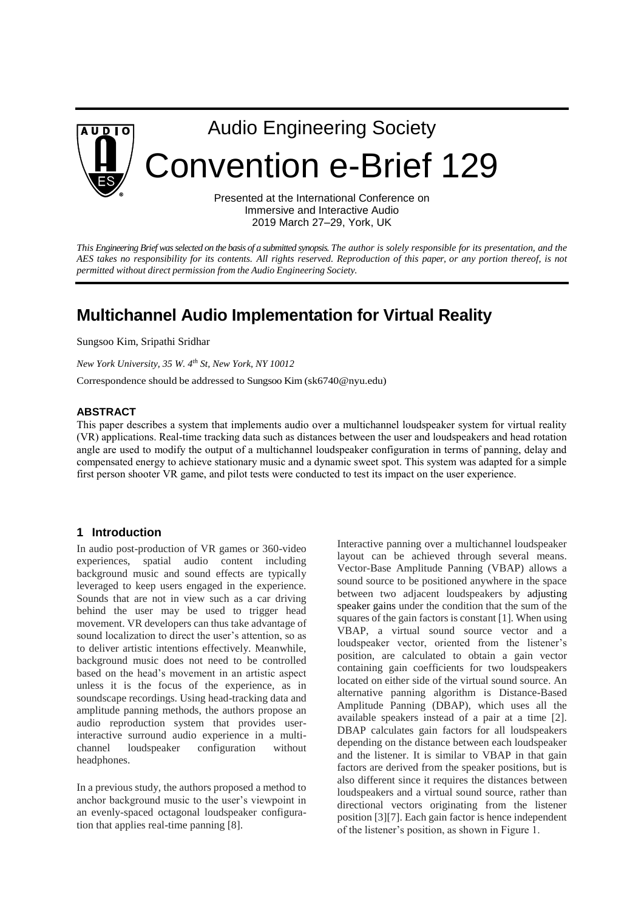Audio Engineering Society

# Convention e-Brief 129

Presented at the International Conference on Immersive and Interactive Audio
2019 March 27–29, York, UK

*This Engineering Brief was selected on the basis of a submitted synopsis. The author is solely responsible for its presentation, and the AES takes no responsibility for its contents. All rights reserved. Reproduction of this paper, or any portion thereof, is not permitted without direct permission from the Audio Engineering Society.*

# Multichannel Audio Implementation for Virtual Reality

Sungsoo Kim, Sripathi Sridhar

*New York University, 35 W. 4th St, New York, NY 10012*

Correspondence should be addressed to Sungsoo Kim (sk6740@nyu.edu)

## ABSTRACT

This paper describes a system that implements audio over a multichannel loudspeaker system for virtual reality (VR) applications. Real-time tracking data such as distances between the user and loudspeakers and head rotation angle are used to modify the output of a multichannel loudspeaker configuration in terms of panning, delay and compensated energy to achieve stationary music and a dynamic sweet spot. This system was adapted for a simple first person shooter VR game, and pilot tests were conducted to test its impact on the user experience.

## 1 Introduction

In audio post-production of VR games or 360-video experiences, spatial audio content including background music and sound effects are typically leveraged to keep users engaged in the experience. Sounds that are not in view such as a car driving behind the user may be used to trigger head movement. VR developers can thus take advantage of sound localization to direct the user's attention, so as to deliver artistic intentions effectively. Meanwhile, background music does not need to be controlled based on the head's movement in an artistic aspect unless it is the focus of the experience, as in soundscape recordings. Using head-tracking data and amplitude panning methods, the authors propose an audio reproduction system that provides user-interactive surround audio experience in a multi-channel loudspeaker configuration without headphones.

In a previous study, the authors proposed a method to anchor background music to the user's viewpoint in an evenly-spaced octagonal loudspeaker configuration that applies real-time panning [8].

Interactive panning over a multichannel loudspeaker layout can be achieved through several means. Vector-Base Amplitude Panning (VBAP) allows a sound source to be positioned anywhere in the space between two adjacent loudspeakers by adjusting speaker gains under the condition that the sum of the squares of the gain factors is constant [1]. When using VBAP, a virtual sound source vector and a loudspeaker vector, oriented from the listener's position, are calculated to obtain a gain vector containing gain coefficients for two loudspeakers located on either side of the virtual sound source. An alternative panning algorithm is Distance-Based Amplitude Panning (DBAP), which uses all the available speakers instead of a pair at a time [2]. DBAP calculates gain factors for all loudspeakers depending on the distance between each loudspeaker and the listener. It is similar to VBAP in that gain factors are derived from the speaker positions, but is also different since it requires the distances between loudspeakers and a virtual sound source, rather than directional vectors originating from the listener position [3][7]. Each gain factor is hence independent of the listener's position, as shown in Figure 1.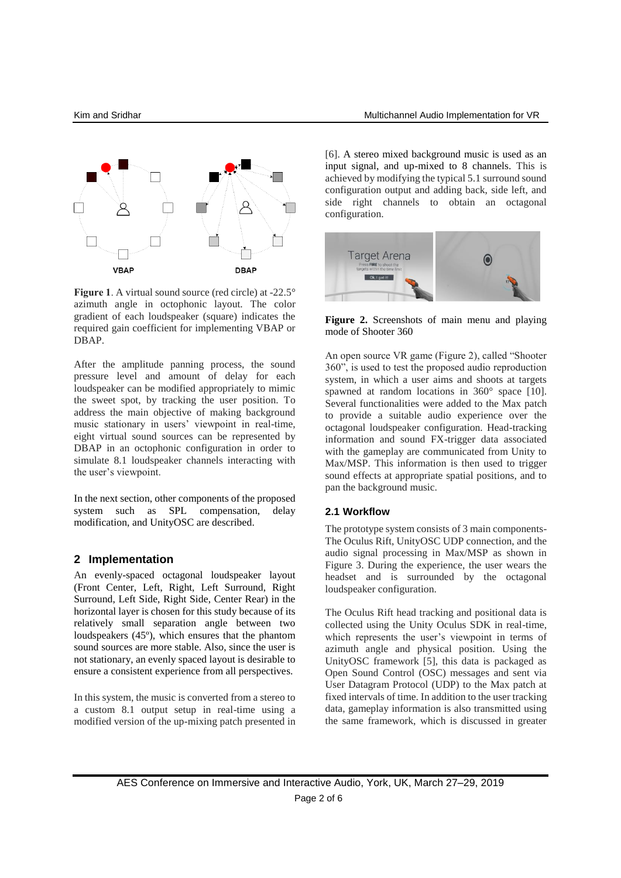**Figure 1**. A virtual sound source (red circle) at -22.5° azimuth angle in octophonic layout. The color gradient of each loudspeaker (square) indicates the required gain coefficient for implementing VBAP or DBAP.

After the amplitude panning process, the sound pressure level and amount of delay for each loudspeaker can be modified appropriately to mimic the sweet spot, by tracking the user position. To address the main objective of making background music stationary in users' viewpoint in real-time, eight virtual sound sources can be represented by DBAP in an octophonic configuration in order to simulate 8.1 loudspeaker channels interacting with the user's viewpoint.

In the next section, other components of the proposed system such as SPL compensation, delay modification, and UnityOSC are described.

## 2 Implementation

An evenly-spaced octagonal loudspeaker layout (Front Center, Left, Right, Left Surround, Right Surround, Left Side, Right Side, Center Rear) in the horizontal layer is chosen for this study because of its relatively small separation angle between two loudspeakers (45º), which ensures that the phantom sound sources are more stable. Also, since the user is not stationary, an evenly spaced layout is desirable to ensure a consistent experience from all perspectives.

In this system, the music is converted from a stereo to a custom 8.1 output setup in real-time using a modified version of the up-mixing patch presented in [6]. A stereo mixed background music is used as an input signal, and up-mixed to 8 channels. This is achieved by modifying the typical 5.1 surround sound configuration output and adding back, side left, and side right channels to obtain an octagonal configuration.

**Figure 2.** Screenshots of main menu and playing mode of Shooter 360

An open source VR game (Figure 2), called "Shooter 360", is used to test the proposed audio reproduction system, in which a user aims and shoots at targets spawned at random locations in 360° space [10]. Several functionalities were added to the Max patch to provide a suitable audio experience over the octagonal loudspeaker configuration. Head-tracking information and sound FX-trigger data associated with the gameplay are communicated from Unity to Max/MSP. This information is then used to trigger sound effects at appropriate spatial positions, and to pan the background music.

### 2.1 Workflow

The prototype system consists of 3 main components- The Oculus Rift, UnityOSC UDP connection, and the audio signal processing in Max/MSP as shown in Figure 3. During the experience, the user wears the headset and is surrounded by the octagonal loudspeaker configuration.

The Oculus Rift head tracking and positional data is collected using the Unity Oculus SDK in real-time, which represents the user's viewpoint in terms of azimuth angle and physical position. Using the UnityOSC framework [5], this data is packaged as Open Sound Control (OSC) messages and sent via User Datagram Protocol (UDP) to the Max patch at fixed intervals of time. In addition to the user tracking data, gameplay information is also transmitted using the same framework, which is discussed in greater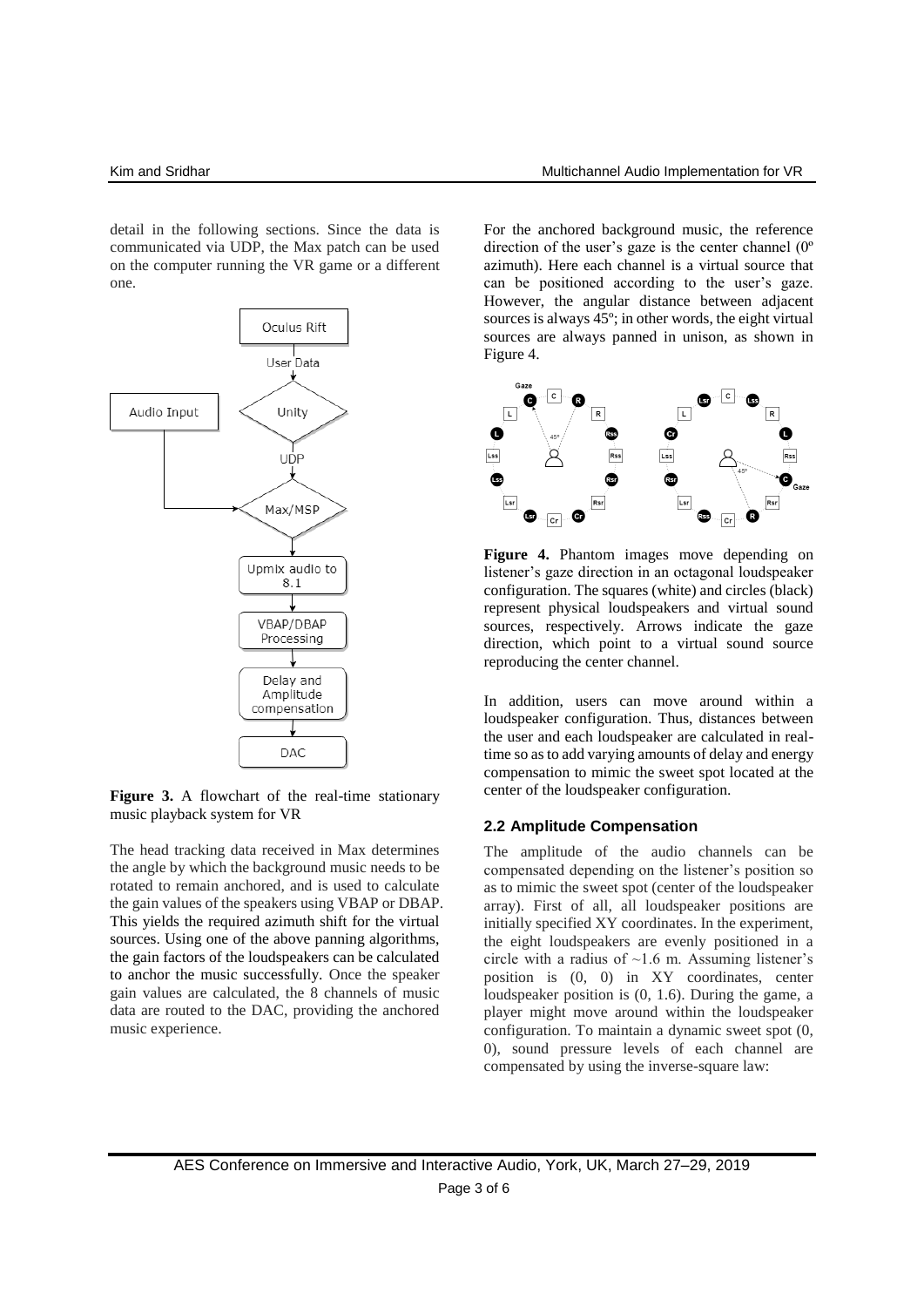detail in the following sections. Since the data is communicated via UDP, the Max patch can be used on the computer running the VR game or a different one.

**Figure 3.** A flowchart of the real-time stationary music playback system for VR

The head tracking data received in Max determines the angle by which the background music needs to be rotated to remain anchored, and is used to calculate the gain values of the speakers using VBAP or DBAP. This yields the required azimuth shift for the virtual sources. Using one of the above panning algorithms, the gain factors of the loudspeakers can be calculated to anchor the music successfully. Once the speaker gain values are calculated, the 8 channels of music data are routed to the DAC, providing the anchored music experience.

For the anchored background music, the reference direction of the user's gaze is the center channel (0º azimuth). Here each channel is a virtual source that can be positioned according to the user's gaze. However, the angular distance between adjacent sources is always 45º; in other words, the eight virtual sources are always panned in unison, as shown in Figure 4.

**Figure 4.** Phantom images move depending on listener's gaze direction in an octagonal loudspeaker configuration. The squares (white) and circles (black) represent physical loudspeakers and virtual sound sources, respectively. Arrows indicate the gaze direction, which point to a virtual sound source reproducing the center channel.

In addition, users can move around within a loudspeaker configuration. Thus, distances between the user and each loudspeaker are calculated in real-time so as to add varying amounts of delay and energy compensation to mimic the sweet spot located at the center of the loudspeaker configuration.

### 2.2 Amplitude Compensation

The amplitude of the audio channels can be compensated depending on the listener's position so as to mimic the sweet spot (center of the loudspeaker array). First of all, all loudspeaker positions are initially specified XY coordinates. In the experiment, the eight loudspeakers are evenly positioned in a circle with a radius of ~1.6 m. Assuming listener's position is (0, 0) in XY coordinates, center loudspeaker position is (0, 1.6). During the game, a player might move around within the loudspeaker configuration. To maintain a dynamic sweet spot (0, 0), sound pressure levels of each channel are compensated by using the inverse-square law: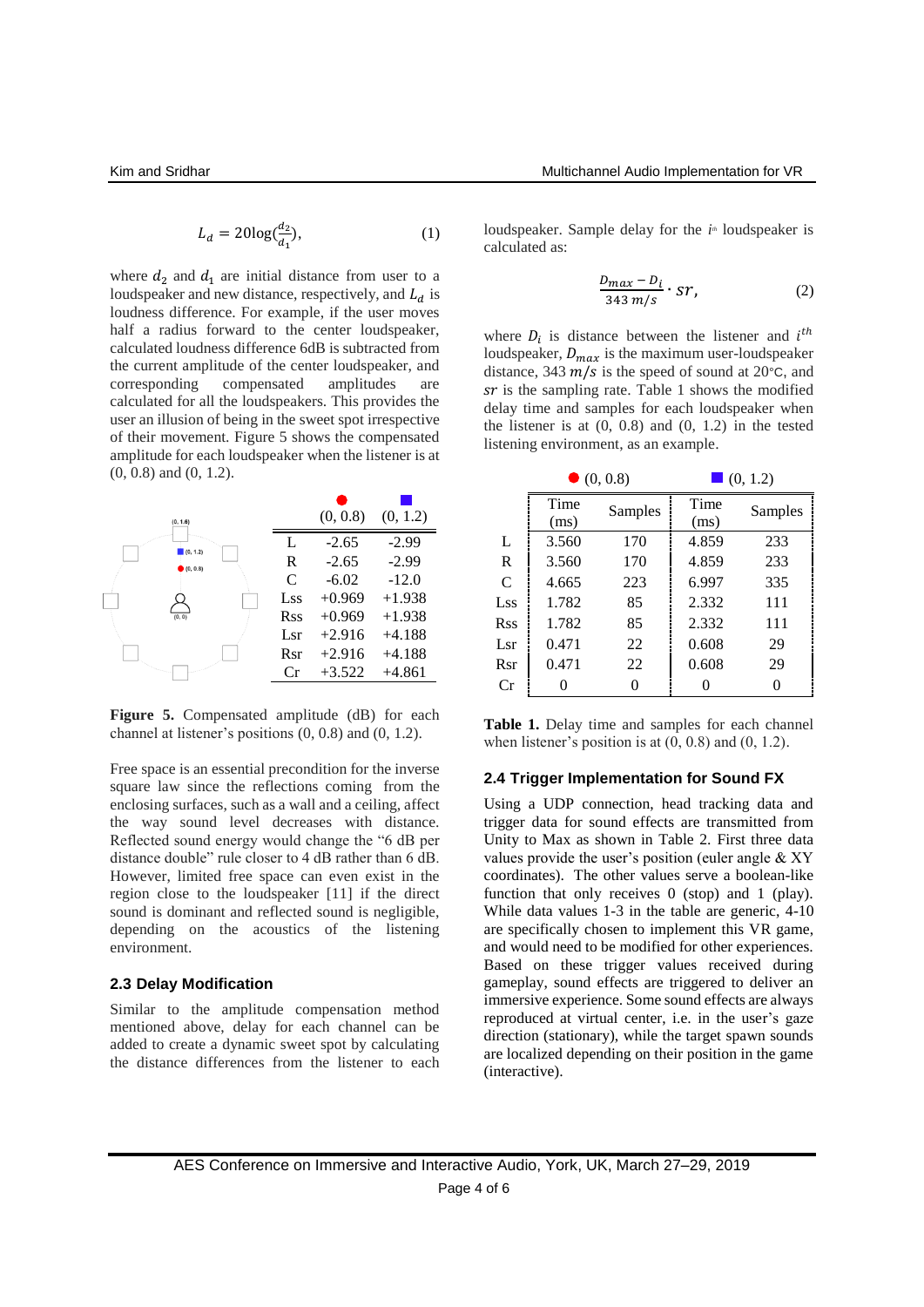$$L_d = 20\log(\frac{d_2}{d_1}), \tag{1}$$

where $d_2$ and $d_1$ are initial distance from user to a loudspeaker and new distance, respectively, and $L_d$ is loudness difference. For example, if the user moves half a radius forward to the center loudspeaker, calculated loudness difference 6dB is subtracted from the current amplitude of the center loudspeaker, and corresponding compensated amplitudes are calculated for all the loudspeakers. This provides the user an illusion of being in the sweet spot irrespective of their movement. Figure 5 shows the compensated amplitude for each loudspeaker when the listener is at (0, 0.8) and (0, 1.2).

| | (0, 0.8) | (0, 1.2) |
|---|---|---|
| L | -2.65 | -2.99 |
| R | -2.65 | -2.99 |
| C | -6.02 | -12.0 |
| Lss | +0.969 | +1.938 |
| Rss | +0.969 | +1.938 |
| Lsr | +2.916 | +4.188 |
| Rsr | +2.916 | +4.188 |
| Cr | +3.522 | +4.861 |

**Figure 5.** Compensated amplitude (dB) for each channel at listener's positions (0, 0.8) and (0, 1.2).

Free space is an essential precondition for the inverse square law since the reflections coming from the enclosing surfaces, such as a wall and a ceiling, affect the way sound level decreases with distance. Reflected sound energy would change the "6 dB per distance double" rule closer to 4 dB rather than 6 dB. However, limited free space can even exist in the region close to the loudspeaker [11] if the direct sound is dominant and reflected sound is negligible, depending on the acoustics of the listening environment.

### 2.3 Delay Modification

Similar to the amplitude compensation method mentioned above, delay for each channel can be added to create a dynamic sweet spot by calculating the distance differences from the listener to each loudspeaker. Sample delay for the $i^{th}$ loudspeaker is calculated as:

$$\frac{D_{max} - D_i}{343\ m/s} \cdot sr, \tag{2}$$

where $D_i$ is distance between the listener and $i^{th}$ loudspeaker, $D_{max}$ is the maximum user-loudspeaker distance, 343 $m/s$ is the speed of sound at 20°C, and $sr$ is the sampling rate. Table 1 shows the modified delay time and samples for each loudspeaker when the listener is at (0, 0.8) and (0, 1.2) in the tested listening environment, as an example.

| | (0, 0.8) | | (0, 1.2) | |
|---|---|---|---|---|
| | Time (ms) | Samples | Time (ms) | Samples |
| L | 3.560 | 170 | 4.859 | 233 |
| R | 3.560 | 170 | 4.859 | 233 |
| C | 4.665 | 223 | 6.997 | 335 |
| Lss | 1.782 | 85 | 2.332 | 111 |
| Rss | 1.782 | 85 | 2.332 | 111 |
| Lsr | 0.471 | 22 | 0.608 | 29 |
| Rsr | 0.471 | 22 | 0.608 | 29 |
| Cr | 0 | 0 | 0 | 0 |

**Table 1.** Delay time and samples for each channel when listener's position is at (0, 0.8) and (0, 1.2).

### 2.4 Trigger Implementation for Sound FX

Using a UDP connection, head tracking data and trigger data for sound effects are transmitted from Unity to Max as shown in Table 2. First three data values provide the user's position (euler angle & XY coordinates). The other values serve a boolean-like function that only receives 0 (stop) and 1 (play). While data values 1-3 in the table are generic, 4-10 are specifically chosen to implement this VR game, and would need to be modified for other experiences. Based on these trigger values received during gameplay, sound effects are triggered to deliver an immersive experience. Some sound effects are always reproduced at virtual center, i.e. in the user's gaze direction (stationary), while the target spawn sounds are localized depending on their position in the game (interactive).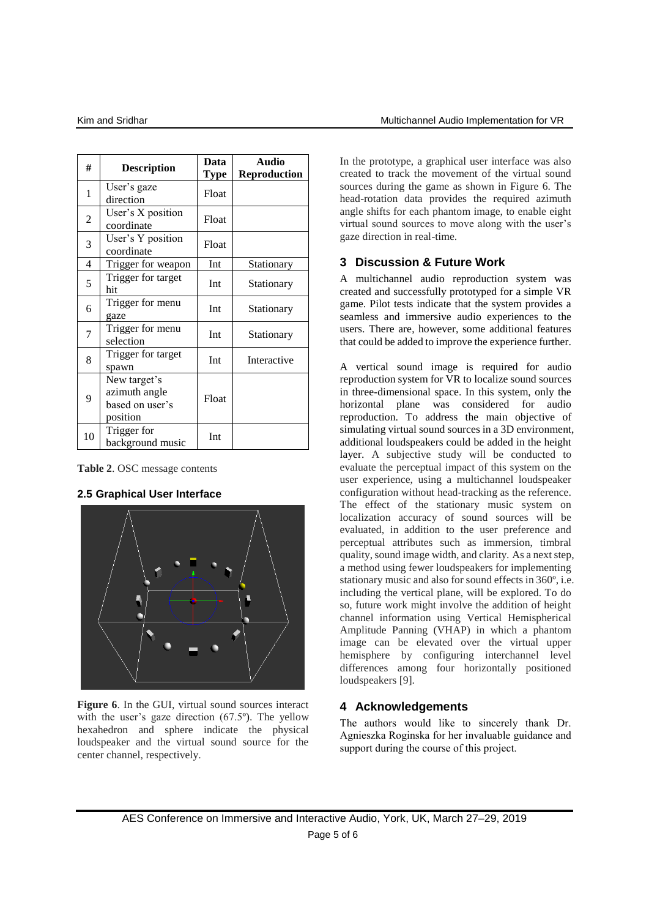| # | Description | Data Type | Audio Reproduction |
|---|---|---|---|
| 1 | User's gaze direction | Float | |
| 2 | User's X position coordinate | Float | |
| 3 | User's Y position coordinate | Float | |
| 4 | Trigger for weapon | Int | Stationary |
| 5 | Trigger for target hit | Int | Stationary |
| 6 | Trigger for menu gaze | Int | Stationary |
| 7 | Trigger for menu selection | Int | Stationary |
| 8 | Trigger for target spawn | Int | Interactive |
| 9 | New target's azimuth angle based on user's position | Float | |
| 10 | Trigger for background music | Int | |

**Table 2**. OSC message contents

### 2.5 Graphical User Interface

**Figure 6**. In the GUI, virtual sound sources interact with the user's gaze direction (67.5º). The yellow hexahedron and sphere indicate the physical loudspeaker and the virtual sound source for the center channel, respectively.

In the prototype, a graphical user interface was also created to track the movement of the virtual sound sources during the game as shown in Figure 6. The head-rotation data provides the required azimuth angle shifts for each phantom image, to enable eight virtual sound sources to move along with the user's gaze direction in real-time.

## 3 Discussion & Future Work

A multichannel audio reproduction system was created and successfully prototyped for a simple VR game. Pilot tests indicate that the system provides a seamless and immersive audio experiences to the users. There are, however, some additional features that could be added to improve the experience further.

A vertical sound image is required for audio reproduction system for VR to localize sound sources in three-dimensional space. In this system, only the horizontal plane was considered for audio reproduction. To address the main objective of simulating virtual sound sources in a 3D environment, additional loudspeakers could be added in the height layer. A subjective study will be conducted to evaluate the perceptual impact of this system on the user experience, using a multichannel loudspeaker configuration without head-tracking as the reference. The effect of the stationary music system on localization accuracy of sound sources will be evaluated, in addition to the user preference and perceptual attributes such as immersion, timbral quality, sound image width, and clarity. As a next step, a method using fewer loudspeakers for implementing stationary music and also for sound effects in 360º, i.e. including the vertical plane, will be explored. To do so, future work might involve the addition of height channel information using Vertical Hemispherical Amplitude Panning (VHAP) in which a phantom image can be elevated over the virtual upper hemisphere by configuring interchannel level differences among four horizontally positioned loudspeakers [9].

## 4 Acknowledgements

The authors would like to sincerely thank Dr. Agnieszka Roginska for her invaluable guidance and support during the course of this project.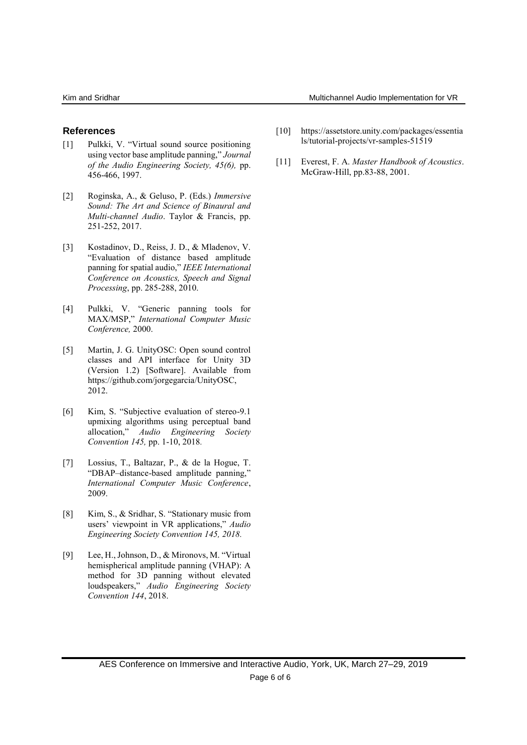## References

[1] Pulkki, V. "Virtual sound source positioning using vector base amplitude panning," *Journal of the Audio Engineering Society, 45(6),* pp. 456-466, 1997.

[2] Roginska, A., & Geluso, P. (Eds.) *Immersive Sound: The Art and Science of Binaural and Multi-channel Audio*. Taylor & Francis, pp. 251-252, 2017.

[3] Kostadinov, D., Reiss, J. D., & Mladenov, V. "Evaluation of distance based amplitude panning for spatial audio," *IEEE International Conference on Acoustics, Speech and Signal Processing*, pp. 285-288, 2010.

[4] Pulkki, V. "Generic panning tools for MAX/MSP," *International Computer Music Conference,* 2000.

[5] Martin, J. G. UnityOSC: Open sound control classes and API interface for Unity 3D (Version 1.2) [Software]. Available from https://github.com/jorgegarcia/UnityOSC, 2012.

[6] Kim, S. "Subjective evaluation of stereo-9.1 upmixing algorithms using perceptual band allocation," *Audio Engineering Society Convention 145,* pp. 1-10, 2018.

[7] Lossius, T., Baltazar, P., & de la Hogue, T. "DBAP–distance-based amplitude panning," *International Computer Music Conference*, 2009.

[8] Kim, S., & Sridhar, S. "Stationary music from users' viewpoint in VR applications," *Audio Engineering Society Convention 145, 2018.*

[9] Lee, H., Johnson, D., & Mironovs, M. "Virtual hemispherical amplitude panning (VHAP): A method for 3D panning without elevated loudspeakers," *Audio Engineering Society Convention 144*, 2018.

[10] https://assetstore.unity.com/packages/essentials/tutorial-projects/vr-samples-51519

[11] Everest, F. A. *Master Handbook of Acoustics*. McGraw-Hill, pp.83-88, 2001.